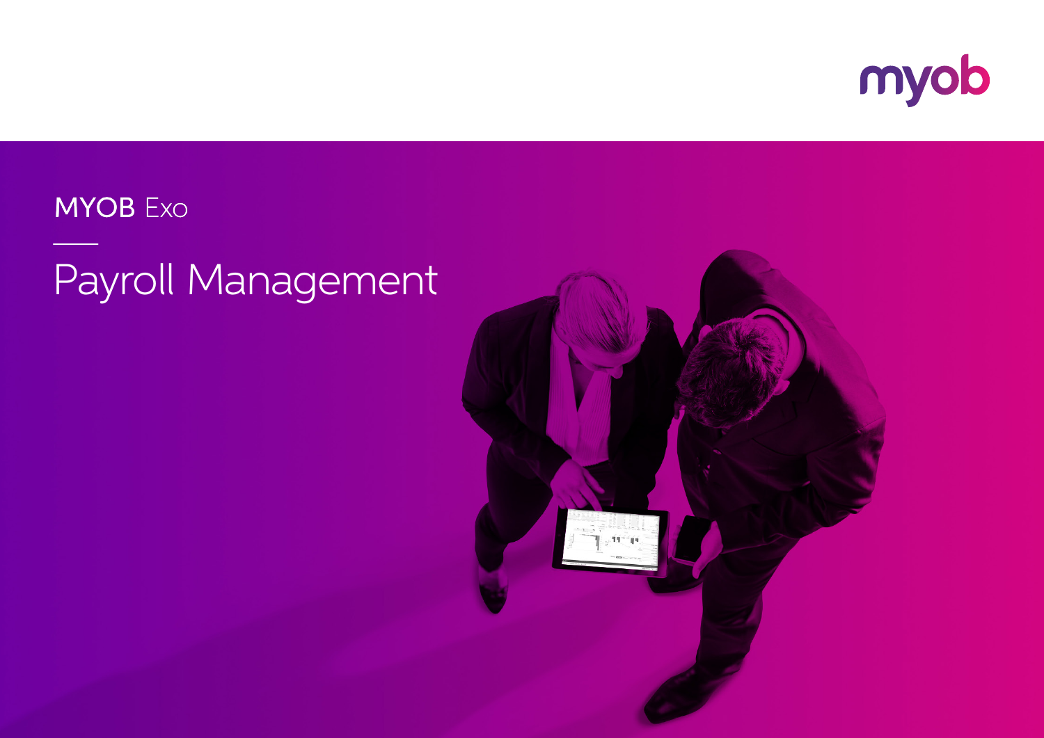myob

MYOB Exo

# Payroll Management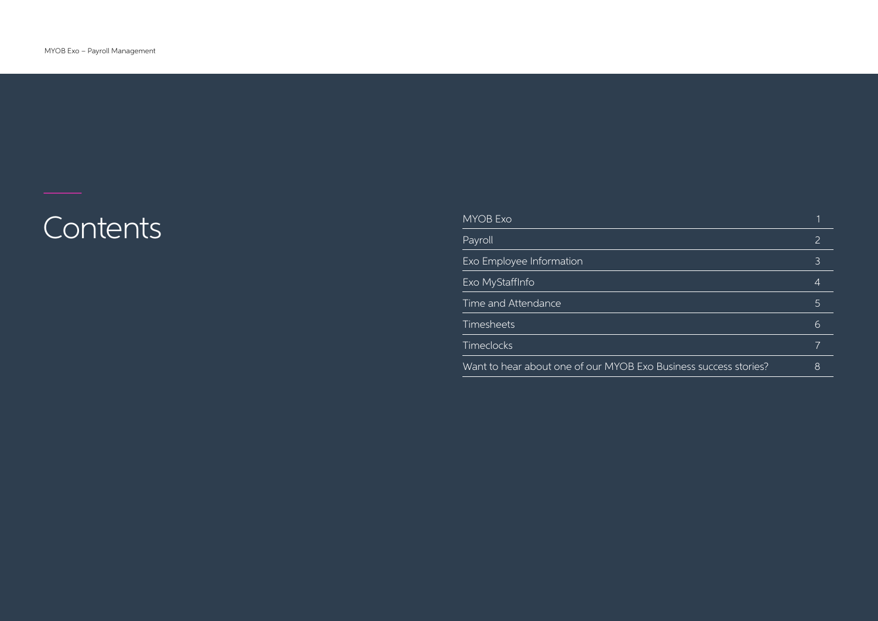# Contents

| | |
|---|---|
| MYOB Exo | 1 |
| Payroll | 2 |
| Exo Employee Information | 3 |
| Exo MyStaffInfo | 4 |
| Time and Attendance | 5 |
| Timesheets | 6 |
| Timeclocks | 7 |
| Want to hear about one of our MYOB Exo Business success stories? | 8 |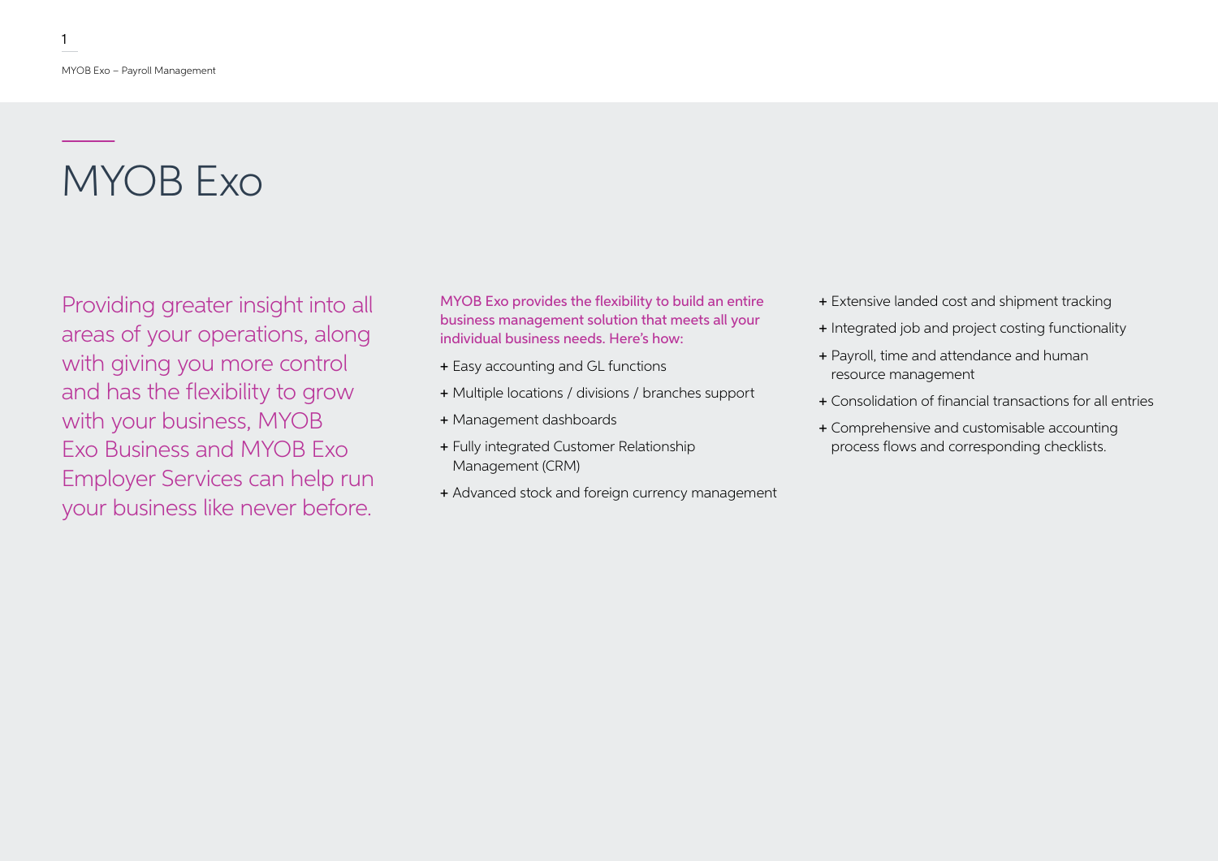# MYOB Exo

Providing greater insight into all areas of your operations, along with giving you more control and has the flexibility to grow with your business, MYOB Exo Business and MYOB Exo Employer Services can help run your business like never before.

**MYOB Exo provides the flexibility to build an entire business management solution that meets all your individual business needs. Here's how:**

+ Easy accounting and GL functions
+ Multiple locations / divisions / branches support
+ Management dashboards
+ Fully integrated Customer Relationship Management (CRM)
+ Advanced stock and foreign currency management
+ Extensive landed cost and shipment tracking
+ Integrated job and project costing functionality
+ Payroll, time and attendance and human resource management
+ Consolidation of financial transactions for all entries
+ Comprehensive and customisable accounting process flows and corresponding checklists.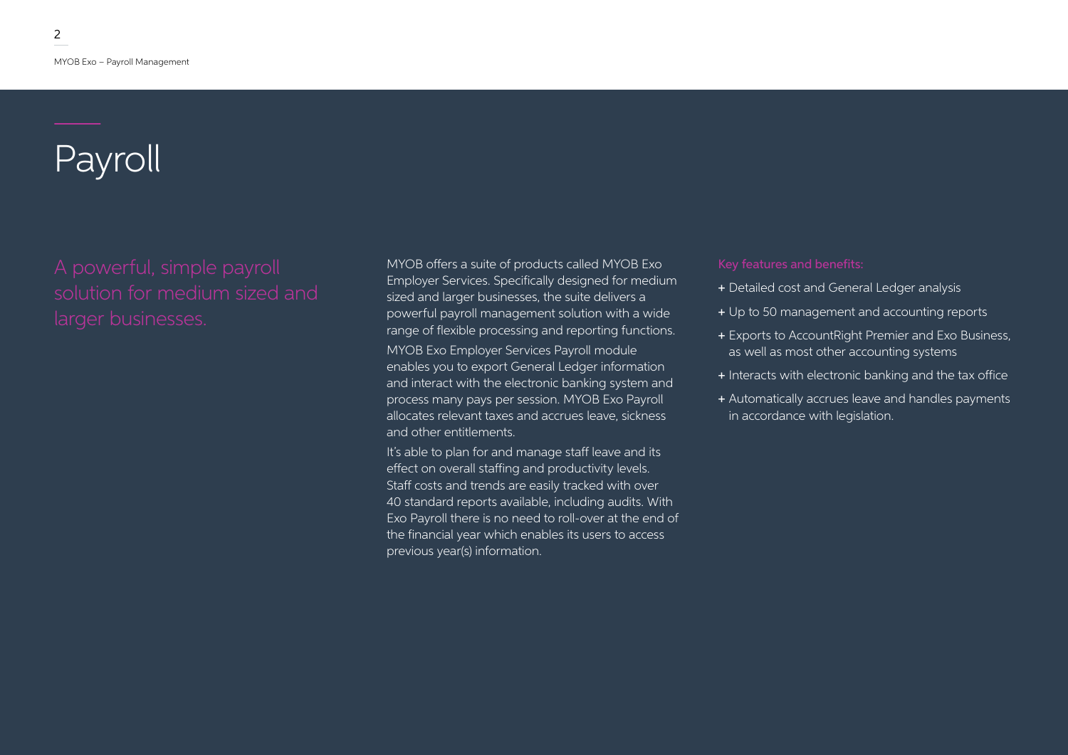# Payroll

A powerful, simple payroll solution for medium sized and larger businesses.

MYOB offers a suite of products called MYOB Exo Employer Services. Specifically designed for medium sized and larger businesses, the suite delivers a powerful payroll management solution with a wide range of flexible processing and reporting functions.

MYOB Exo Employer Services Payroll module enables you to export General Ledger information and interact with the electronic banking system and process many pays per session. MYOB Exo Payroll allocates relevant taxes and accrues leave, sickness and other entitlements.

It's able to plan for and manage staff leave and its effect on overall staffing and productivity levels. Staff costs and trends are easily tracked with over 40 standard reports available, including audits. With Exo Payroll there is no need to roll-over at the end of the financial year which enables its users to access previous year(s) information.

Key features and benefits:

+ Detailed cost and General Ledger analysis
+ Up to 50 management and accounting reports
+ Exports to AccountRight Premier and Exo Business, as well as most other accounting systems
+ Interacts with electronic banking and the tax office
+ Automatically accrues leave and handles payments in accordance with legislation.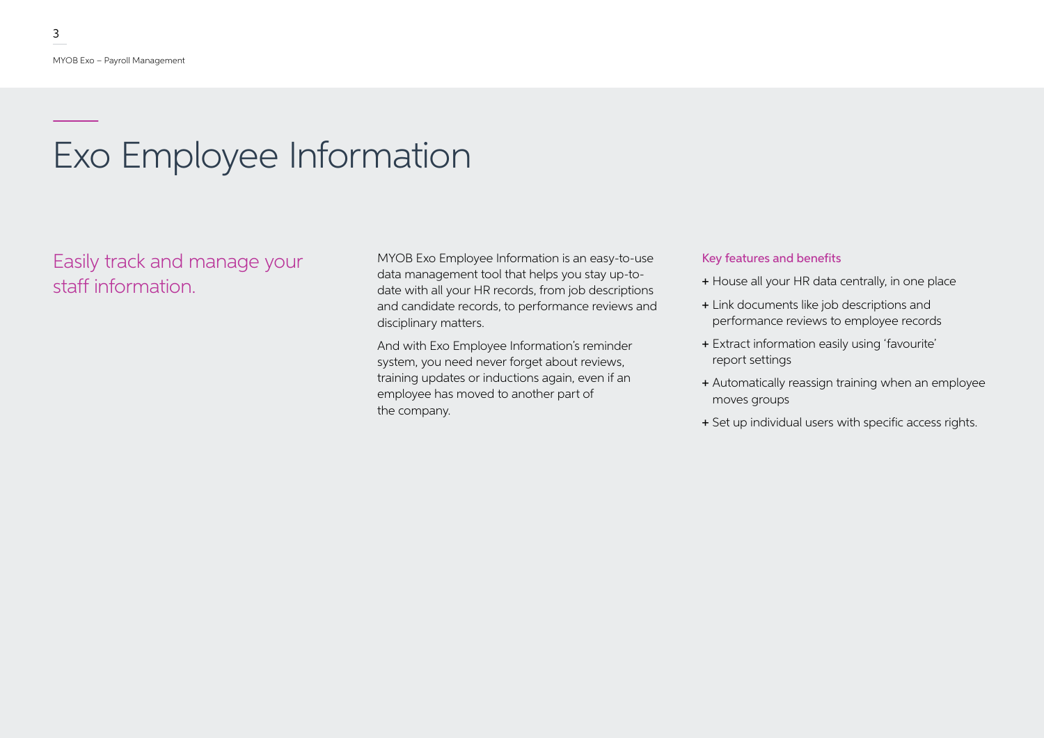# Exo Employee Information

## Easily track and manage your staff information.

MYOB Exo Employee Information is an easy-to-use data management tool that helps you stay up-to-date with all your HR records, from job descriptions and candidate records, to performance reviews and disciplinary matters.

And with Exo Employee Information's reminder system, you need never forget about reviews, training updates or inductions again, even if an employee has moved to another part of the company.

### Key features and benefits

+ House all your HR data centrally, in one place
+ Link documents like job descriptions and performance reviews to employee records
+ Extract information easily using 'favourite' report settings
+ Automatically reassign training when an employee moves groups
+ Set up individual users with specific access rights.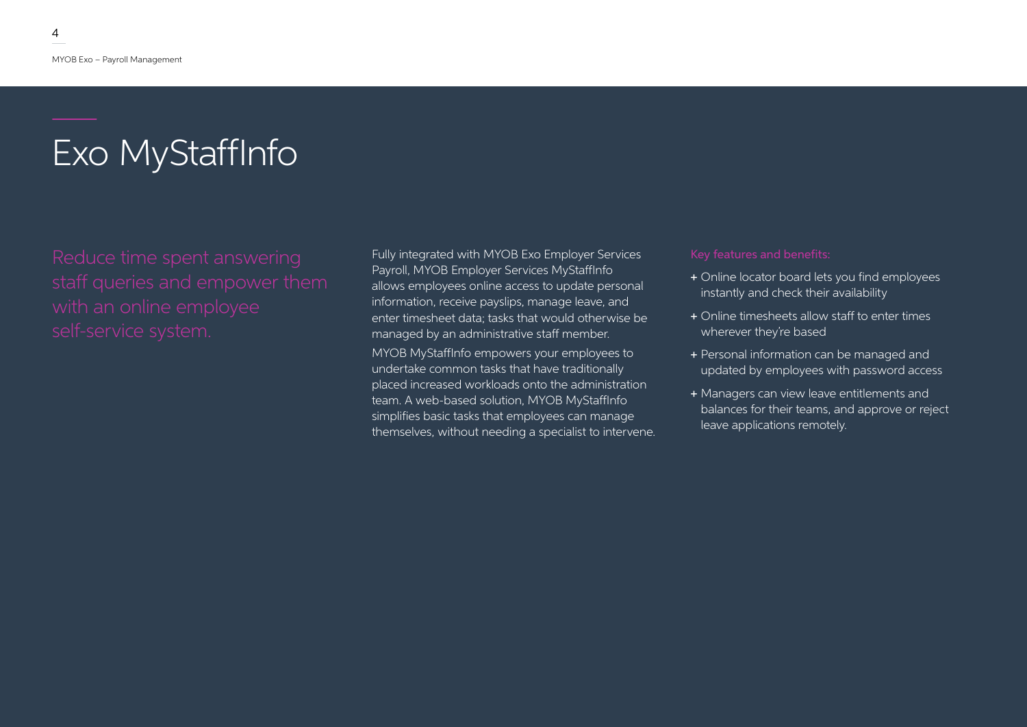# Exo MyStaffInfo

Reduce time spent answering staff queries and empower them with an online employee self-service system.

Fully integrated with MYOB Exo Employer Services Payroll, MYOB Employer Services MyStaffInfo allows employees online access to update personal information, receive payslips, manage leave, and enter timesheet data; tasks that would otherwise be managed by an administrative staff member.

MYOB MyStaffInfo empowers your employees to undertake common tasks that have traditionally placed increased workloads onto the administration team. A web-based solution, MYOB MyStaffInfo simplifies basic tasks that employees can manage themselves, without needing a specialist to intervene.

Key features and benefits:

+ Online locator board lets you find employees instantly and check their availability
+ Online timesheets allow staff to enter times wherever they're based
+ Personal information can be managed and updated by employees with password access
+ Managers can view leave entitlements and balances for their teams, and approve or reject leave applications remotely.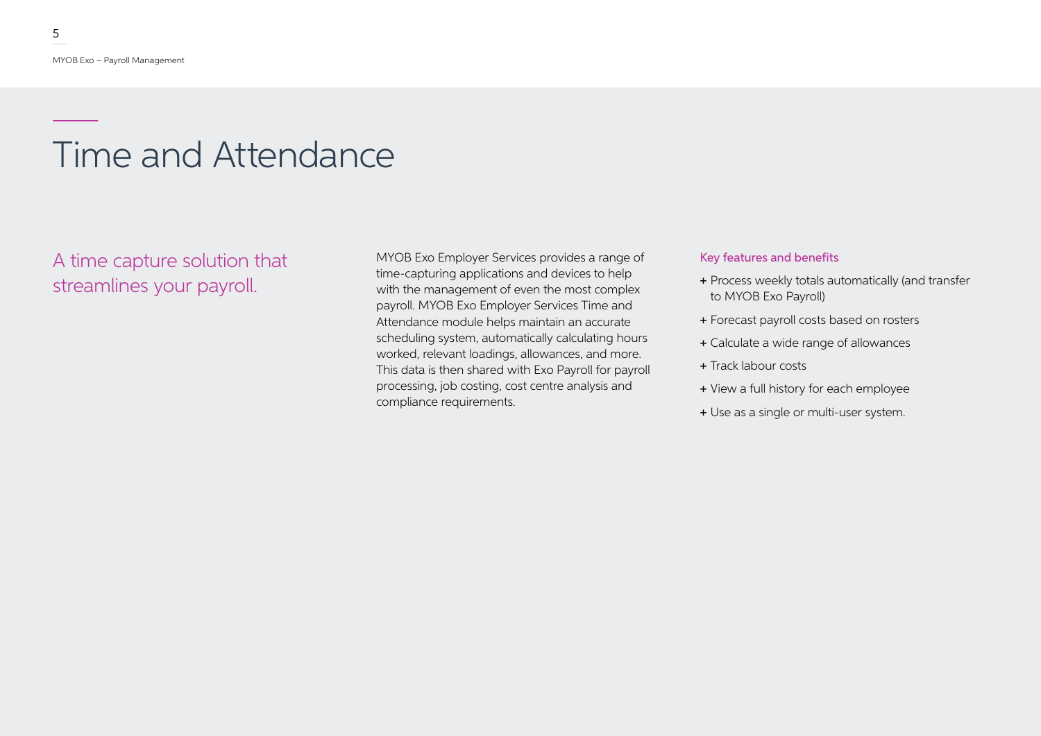# Time and Attendance

## A time capture solution that streamlines your payroll.

MYOB Exo Employer Services provides a range of time-capturing applications and devices to help with the management of even the most complex payroll. MYOB Exo Employer Services Time and Attendance module helps maintain an accurate scheduling system, automatically calculating hours worked, relevant loadings, allowances, and more. This data is then shared with Exo Payroll for payroll processing, job costing, cost centre analysis and compliance requirements.

### Key features and benefits

+ Process weekly totals automatically (and transfer to MYOB Exo Payroll)
+ Forecast payroll costs based on rosters
+ Calculate a wide range of allowances
+ Track labour costs
+ View a full history for each employee
+ Use as a single or multi-user system.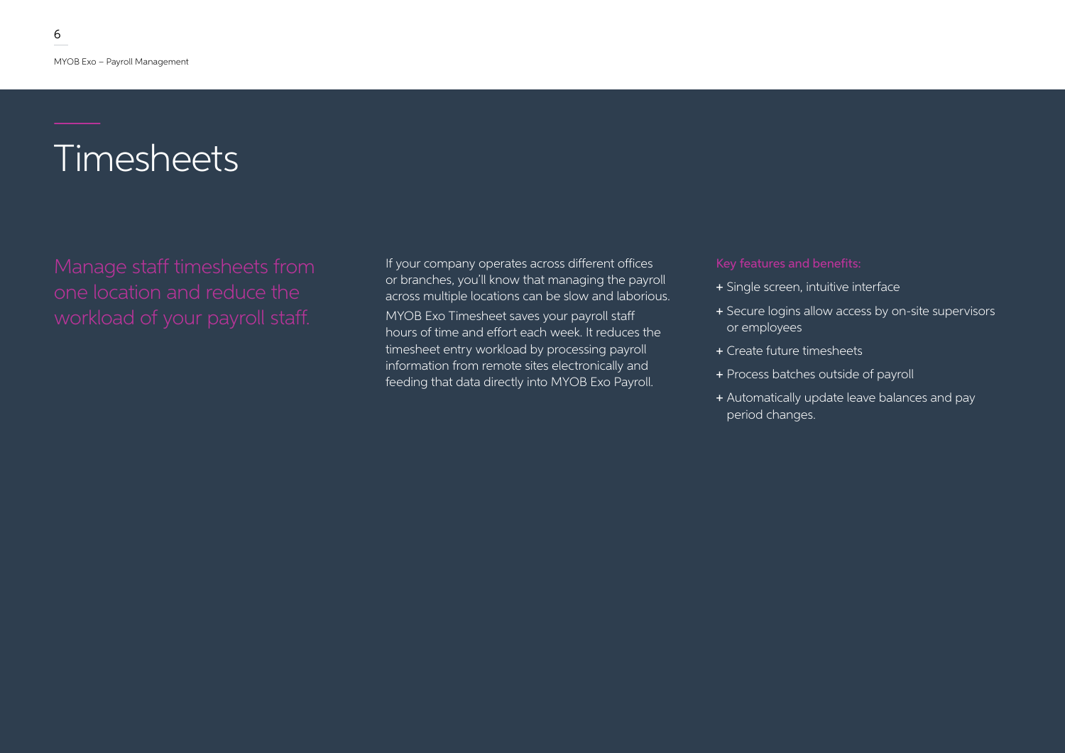# Timesheets

Manage staff timesheets from one location and reduce the workload of your payroll staff.

If your company operates across different offices or branches, you'll know that managing the payroll across multiple locations can be slow and laborious.

MYOB Exo Timesheet saves your payroll staff hours of time and effort each week. It reduces the timesheet entry workload by processing payroll information from remote sites electronically and feeding that data directly into MYOB Exo Payroll.

Key features and benefits:

+ Single screen, intuitive interface
+ Secure logins allow access by on-site supervisors or employees
+ Create future timesheets
+ Process batches outside of payroll
+ Automatically update leave balances and pay period changes.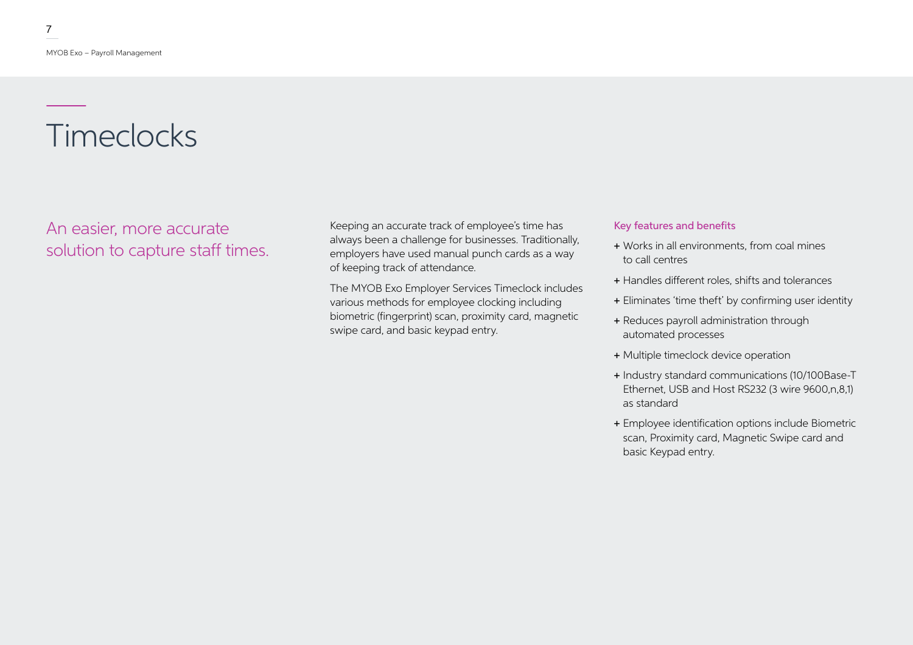# Timeclocks

## An easier, more accurate solution to capture staff times.

Keeping an accurate track of employee's time has always been a challenge for businesses. Traditionally, employers have used manual punch cards as a way of keeping track of attendance.

The MYOB Exo Employer Services Timeclock includes various methods for employee clocking including biometric (fingerprint) scan, proximity card, magnetic swipe card, and basic keypad entry.

### Key features and benefits

+ Works in all environments, from coal mines to call centres
+ Handles different roles, shifts and tolerances
+ Eliminates 'time theft' by confirming user identity
+ Reduces payroll administration through automated processes
+ Multiple timeclock device operation
+ Industry standard communications (10/100Base-T Ethernet, USB and Host RS232 (3 wire 9600,n,8,1) as standard
+ Employee identification options include Biometric scan, Proximity card, Magnetic Swipe card and basic Keypad entry.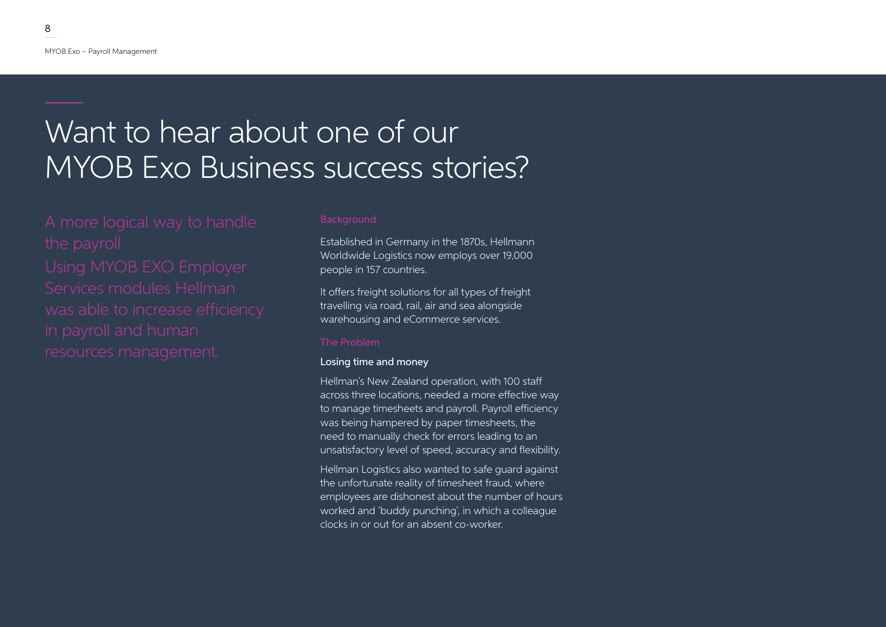# Want to hear about one of our MYOB Exo Business success stories?

## A more logical way to handle the payroll

Using MYOB EXO Employer Services modules Hellman was able to increase efficiency in payroll and human resources management.

### Background

Established in Germany in the 1870s, Hellmann Worldwide Logistics now employs over 19,000 people in 157 countries.

It offers freight solutions for all types of freight travelling via road, rail, air and sea alongside warehousing and eCommerce services.

### The Problem

**Losing time and money**

Hellman's New Zealand operation, with 100 staff across three locations, needed a more effective way to manage timesheets and payroll. Payroll efficiency was being hampered by paper timesheets, the need to manually check for errors leading to an unsatisfactory level of speed, accuracy and flexibility.

Hellman Logistics also wanted to safe guard against the unfortunate reality of timesheet fraud, where employees are dishonest about the number of hours worked and 'buddy punching', in which a colleague clocks in or out for an absent co-worker.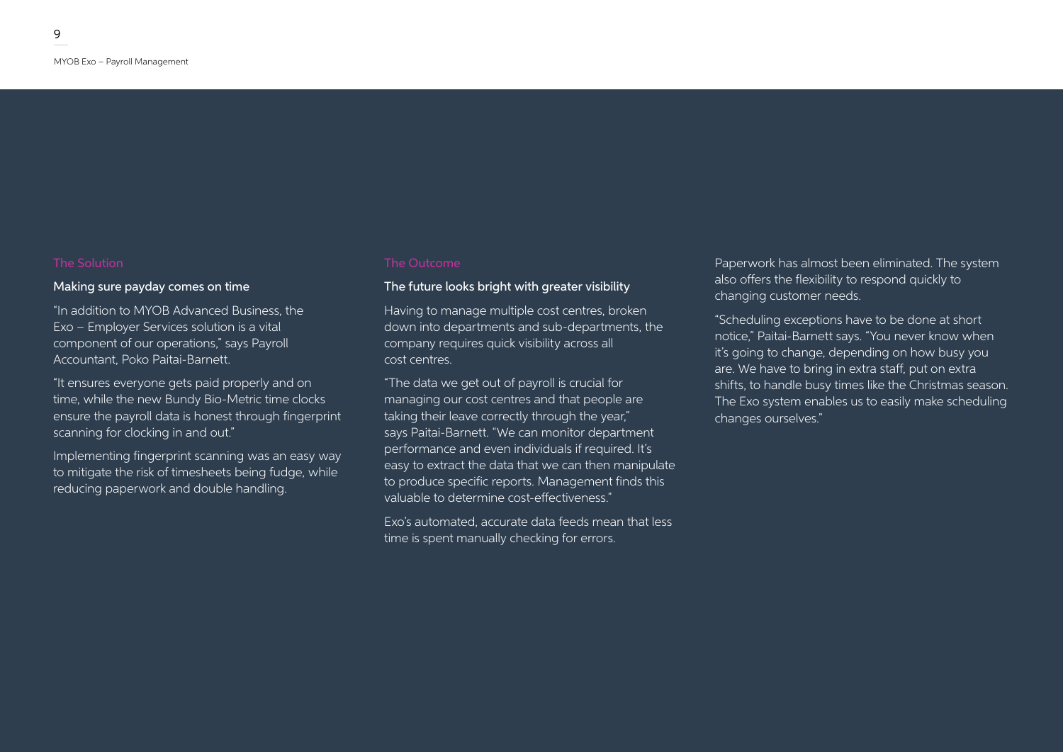## The Solution

### Making sure payday comes on time

“In addition to MYOB Advanced Business, the Exo – Employer Services solution is a vital component of our operations,” says Payroll Accountant, Poko Paitai-Barnett.

“It ensures everyone gets paid properly and on time, while the new Bundy Bio-Metric time clocks ensure the payroll data is honest through fingerprint scanning for clocking in and out.”

Implementing fingerprint scanning was an easy way to mitigate the risk of timesheets being fudge, while reducing paperwork and double handling.

## The Outcome

### The future looks bright with greater visibility

Having to manage multiple cost centres, broken down into departments and sub-departments, the company requires quick visibility across all cost centres.

“The data we get out of payroll is crucial for managing our cost centres and that people are taking their leave correctly through the year,” says Paitai-Barnett. “We can monitor department performance and even individuals if required. It’s easy to extract the data that we can then manipulate to produce specific reports. Management finds this valuable to determine cost-effectiveness.”

Exo’s automated, accurate data feeds mean that less time is spent manually checking for errors.

Paperwork has almost been eliminated. The system also offers the flexibility to respond quickly to changing customer needs.

“Scheduling exceptions have to be done at short notice,” Paitai-Barnett says. “You never know when it’s going to change, depending on how busy you are. We have to bring in extra staff, put on extra shifts, to handle busy times like the Christmas season. The Exo system enables us to easily make scheduling changes ourselves.”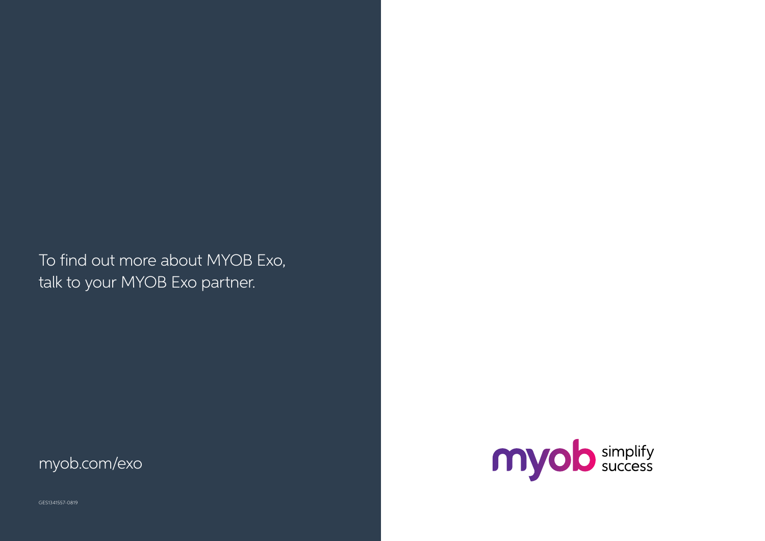To find out more about MYOB Exo, talk to your MYOB Exo partner.

myob.com/exo

GES1341557-0819

myob simplify success